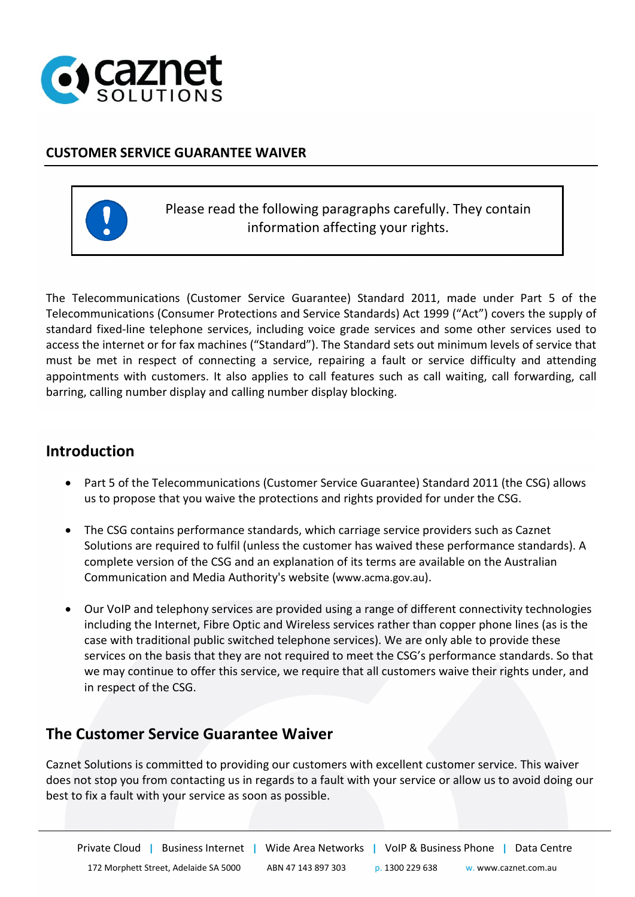# CUSTOMER SERVICE GUARANTEE WAIVER

> Please read the following paragraphs carefully. They contain information affecting your rights.

The Telecommunications (Customer Service Guarantee) Standard 2011, made under Part 5 of the Telecommunications (Consumer Protections and Service Standards) Act 1999 ("Act") covers the supply of standard fixed-line telephone services, including voice grade services and some other services used to access the internet or for fax machines ("Standard"). The Standard sets out minimum levels of service that must be met in respect of connecting a service, repairing a fault or service difficulty and attending appointments with customers. It also applies to call features such as call waiting, call forwarding, call barring, calling number display and calling number display blocking.

## Introduction

- Part 5 of the Telecommunications (Customer Service Guarantee) Standard 2011 (the CSG) allows us to propose that you waive the protections and rights provided for under the CSG.
- The CSG contains performance standards, which carriage service providers such as Caznet Solutions are required to fulfil (unless the customer has waived these performance standards). A complete version of the CSG and an explanation of its terms are available on the Australian Communication and Media Authority's website (www.acma.gov.au).
- Our VoIP and telephony services are provided using a range of different connectivity technologies including the Internet, Fibre Optic and Wireless services rather than copper phone lines (as is the case with traditional public switched telephone services). We are only able to provide these services on the basis that they are not required to meet the CSG's performance standards. So that we may continue to offer this service, we require that all customers waive their rights under, and in respect of the CSG.

## The Customer Service Guarantee Waiver

Caznet Solutions is committed to providing our customers with excellent customer service. This waiver does not stop you from contacting us in regards to a fault with your service or allow us to avoid doing our best to fix a fault with your service as soon as possible.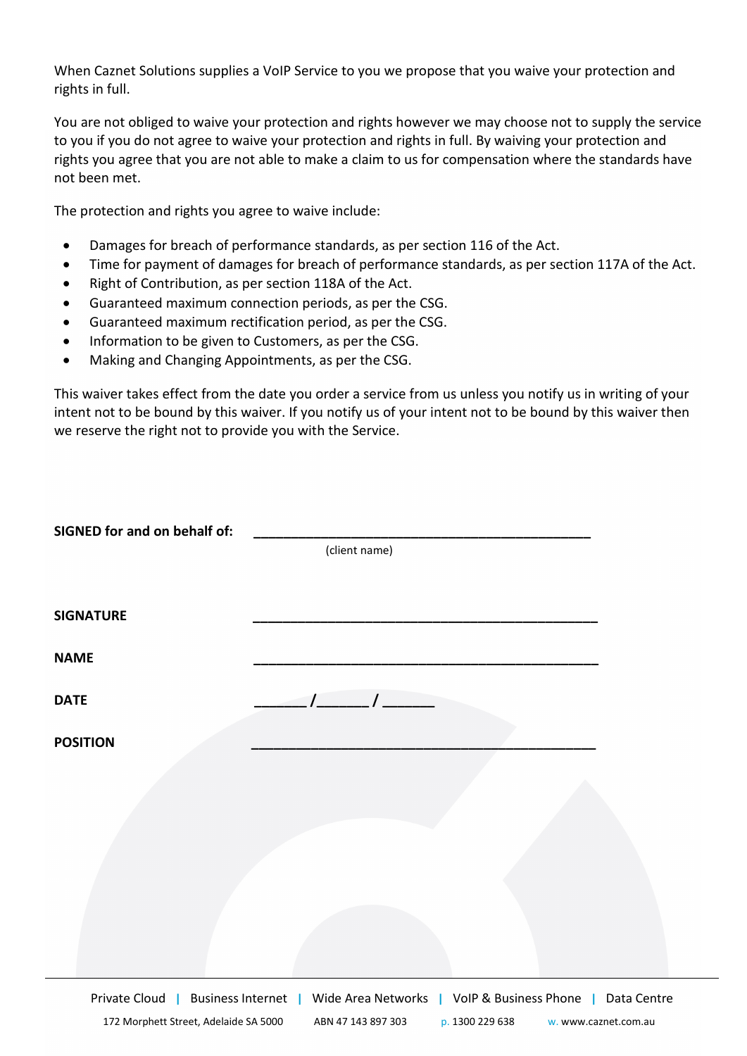When Caznet Solutions supplies a VoIP Service to you we propose that you waive your protection and rights in full.

You are not obliged to waive your protection and rights however we may choose not to supply the service to you if you do not agree to waive your protection and rights in full. By waiving your protection and rights you agree that you are not able to make a claim to us for compensation where the standards have not been met.

The protection and rights you agree to waive include:

- Damages for breach of performance standards, as per section 116 of the Act.
- Time for payment of damages for breach of performance standards, as per section 117A of the Act.
- Right of Contribution, as per section 118A of the Act.
- Guaranteed maximum connection periods, as per the CSG.
- Guaranteed maximum rectification period, as per the CSG.
- Information to be given to Customers, as per the CSG.
- Making and Changing Appointments, as per the CSG.

This waiver takes effect from the date you order a service from us unless you notify us in writing of your intent not to be bound by this waiver. If you notify us of your intent not to be bound by this waiver then we reserve the right not to provide you with the Service.

**SIGNED for and on behalf of:** ____________________________________________
(client name)

**SIGNATURE** ____________________________________________

**NAME** ____________________________________________

**DATE** ______ /______ / ______

**POSITION** ____________________________________________